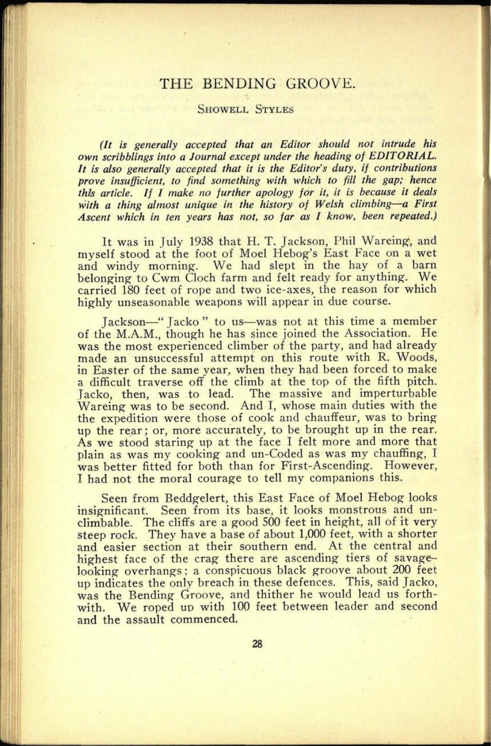# THE BENDING GROOVE.

SHOWELL STYLES

*(It is generally accepted that an Editor should not intrude his own scribblings into a Journal except under the heading of EDITORIAL. It is also generally accepted that it is the Editor's duty, if contributions prove insufficient, to find something with which to fill the gap; hence this article. If I make no further apology for it, it is because it deals with a thing almost unique in the history of Welsh climbing—a First Ascent which in ten years has not, so far as I know, been repeated.)*

It was in July 1938 that H. T. Jackson, Phil Wareing, and myself stood at the foot of Moel Hebog's East Face on a wet and windy morning. We had slept in the hay of a barn belonging to Cwm Cloch farm and felt ready for anything. We carried 180 feet of rope and two ice-axes, the reason for which highly unseasonable weapons will appear in due course.

Jackson—"Jacko" to us—was not at this time a member of the M.A.M., though he has since joined the Association. He was the most experienced climber of the party, and had already made an unsuccessful attempt on this route with R. Woods, in Easter of the same year, when they had been forced to make a difficult traverse off the climb at the top of the fifth pitch. Jacko, then, was to lead. The massive and imperturbable Wareing was to be second. And I, whose main duties with the the expedition were those of cook and chauffeur, was to bring up the rear; or, more accurately, to be brought up in the rear. As we stood staring up at the face I felt more and more that plain as was my cooking and un-Coded as was my chauffing, I was better fitted for both than for First-Ascending. However, I had not the moral courage to tell my companions this.

Seen from Beddgelert, this East Face of Moel Hebog looks insignificant. Seen from its base, it looks monstrous and unclimbable. The cliffs are a good 500 feet in height, all of it very steep rock. They have a base of about 1,000 feet, with a shorter and easier section at their southern end. At the central and highest face of the crag there are ascending tiers of savage-looking overhangs; a conspicuous black groove about 200 feet up indicates the only breach in these defences. This, said Jacko, was the Bending Groove, and thither he would lead us forthwith. We roped up with 100 feet between leader and second and the assault commenced.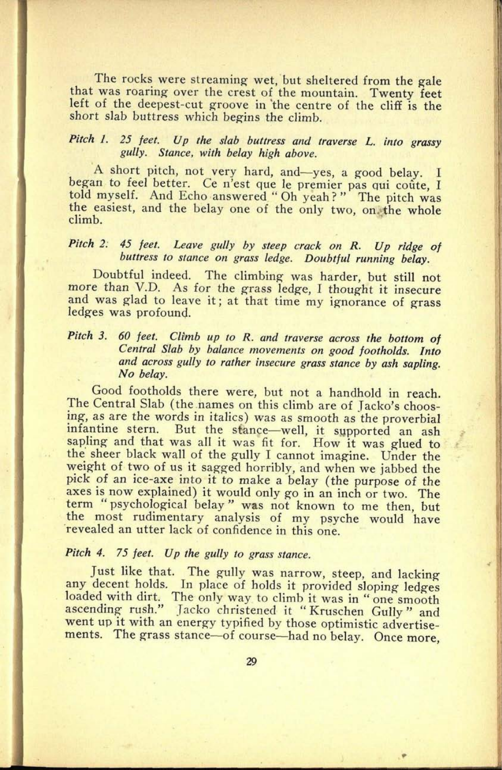The rocks were streaming wet, but sheltered from the gale that was roaring over the crest of the mountain. Twenty feet left of the deepest-cut groove in the centre of the cliff is the short slab buttress which begins the climb.

*Pitch 1. 25 feet. Up the slab buttress and traverse L. into grassy gully. Stance, with belay high above.*

A short pitch, not very hard, and—yes, a good belay. I began to feel better. Ce n'est que le premier pas qui coûte, I told myself. And Echo answered "Oh yeah?" The pitch was the easiest, and the belay one of the only two, on the whole climb.

*Pitch 2. 45 feet. Leave gully by steep crack on R. Up ridge of buttress to stance on grass ledge. Doubtful running belay.*

Doubtful indeed. The climbing was harder, but still not more than V.D. As for the grass ledge, I thought it insecure and was glad to leave it; at that time my ignorance of grass ledges was profound.

*Pitch 3. 60 feet. Climb up to R. and traverse across the bottom of Central Slab by balance movements on good footholds. Into and across gully to rather insecure grass stance by ash sapling. No belay.*

Good footholds there were, but not a handhold in reach. The Central Slab (the names on this climb are of Jacko's choosing, as are the words in italics) was as smooth as the proverbial infantine stern. But the stance—well, it supported an ash sapling and that was all it was fit for. How it was glued to the sheer black wall of the gully I cannot imagine. Under the weight of two of us it sagged horribly, and when we jabbed the pick of an ice-axe into it to make a belay (the purpose of the axes is now explained) it would only go in an inch or two. The term "psychological belay" was not known to me then, but the most rudimentary analysis of my psyche would have revealed an utter lack of confidence in this one.

*Pitch 4. 75 feet. Up the gully to grass stance.*

Just like that. The gully was narrow, steep, and lacking any decent holds. In place of holds it provided sloping ledges loaded with dirt. The only way to climb it was in "one smooth ascending rush." Jacko christened it "Kruschen Gully" and went up it with an energy typified by those optimistic advertisements. The grass stance—of course—had no belay. Once more,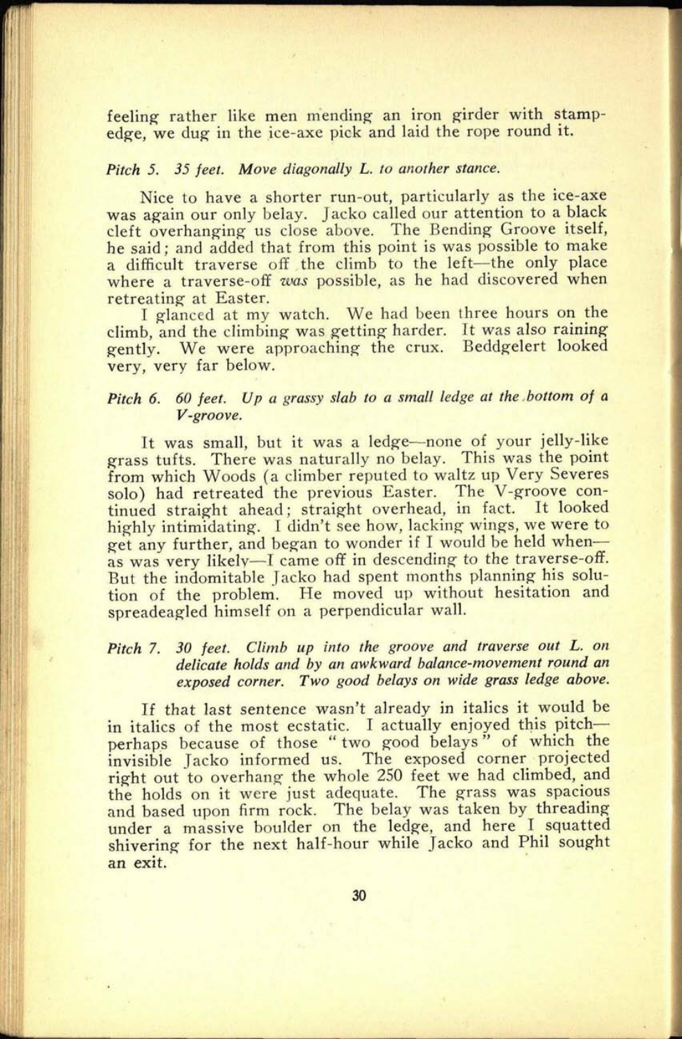feeling rather like men mending an iron girder with stamp-edge, we dug in the ice-axe pick and laid the rope round it.

*Pitch 5. 35 feet. Move diagonally L. to another stance.*

Nice to have a shorter run-out, particularly as the ice-axe was again our only belay. Jacko called our attention to a black cleft overhanging us close above. The Bending Groove itself, he said; and added that from this point is was possible to make a difficult traverse off the climb to the left—the only place where a traverse-off *was* possible, as he had discovered when retreating at Easter.

I glanced at my watch. We had been three hours on the climb, and the climbing was getting harder. It was also raining gently. We were approaching the crux. Beddgelert looked very, very far below.

*Pitch 6. 60 feet. Up a grassy slab to a small ledge at the bottom of a V-groove.*

It was small, but it was a ledge—none of your jelly-like grass tufts. There was naturally no belay. This was the point from which Woods (a climber reputed to waltz up Very Severes solo) had retreated the previous Easter. The V-groove continued straight ahead; straight overhead, in fact. It looked highly intimidating. I didn't see how, lacking wings, we were to get any further, and began to wonder if I would be held when—as was very likely—I came off in descending to the traverse-off. But the indomitable Jacko had spent months planning his solution of the problem. He moved up without hesitation and spreadeagled himself on a perpendicular wall.

*Pitch 7. 30 feet. Climb up into the groove and traverse out L. on delicate holds and by an awkward balance-movement round an exposed corner. Two good belays on wide grass ledge above.*

If that last sentence wasn't already in italics it would be in italics of the most ecstatic. I actually enjoyed this pitch—perhaps because of those "two good belays" of which the invisible Jacko informed us. The exposed corner projected right out to overhang the whole 250 feet we had climbed, and the holds on it were just adequate. The grass was spacious and based upon firm rock. The belay was taken by threading under a massive boulder on the ledge, and here I squatted shivering for the next half-hour while Jacko and Phil sought an exit.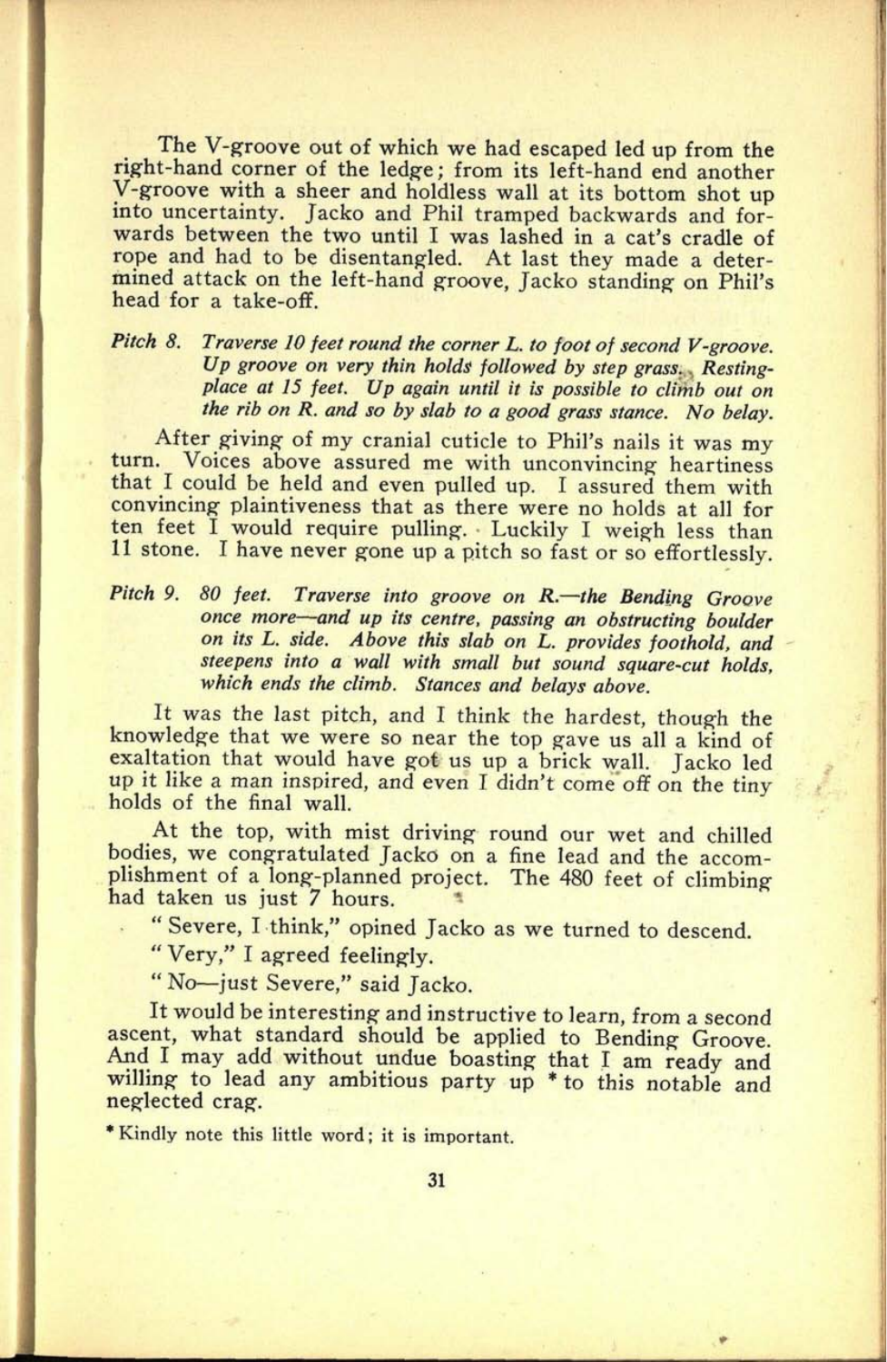The V-groove out of which we had escaped led up from the right-hand corner of the ledge; from its left-hand end another V-groove with a sheer and holdless wall at its bottom shot up into uncertainty. Jacko and Phil tramped backwards and forwards between the two until I was lashed in a cat's cradle of rope and had to be disentangled. At last they made a determined attack on the left-hand groove, Jacko standing on Phil's head for a take-off.

*Pitch 8. Traverse 10 feet round the corner L. to foot of second V-groove. Up groove on very thin holds followed by step grass. Resting-place at 15 feet. Up again until it is possible to climb out on the rib on R. and so by slab to a good grass stance. No belay.*

After giving of my cranial cuticle to Phil's nails it was my turn. Voices above assured me with unconvincing heartiness that I could be held and even pulled up. I assured them with convincing plaintiveness that as there were no holds at all for ten feet I would require pulling. Luckily I weigh less than 11 stone. I have never gone up a pitch so fast or so effortlessly.

*Pitch 9. 80 feet. Traverse into groove on R.—the Bending Groove once more—and up its centre, passing an obstructing boulder on its L. side. Above this slab on L. provides foothold, and steepens into a wall with small but sound square-cut holds, which ends the climb. Stances and belays above.*

It was the last pitch, and I think the hardest, though the knowledge that we were so near the top gave us all a kind of exaltation that would have got us up a brick wall. Jacko led up it like a man inspired, and even I didn't come off on the tiny holds of the final wall.

At the top, with mist driving round our wet and chilled bodies, we congratulated Jacko on a fine lead and the accomplishment of a long-planned project. The 480 feet of climbing had taken us just 7 hours.

"Severe, I think," opined Jacko as we turned to descend.

"Very," I agreed feelingly.

"No—just Severe," said Jacko.

It would be interesting and instructive to learn, from a second ascent, what standard should be applied to Bending Groove. And I may add without undue boasting that I am ready and willing to lead any ambitious party up * to this notable and neglected crag.

* Kindly note this little word; it is important.